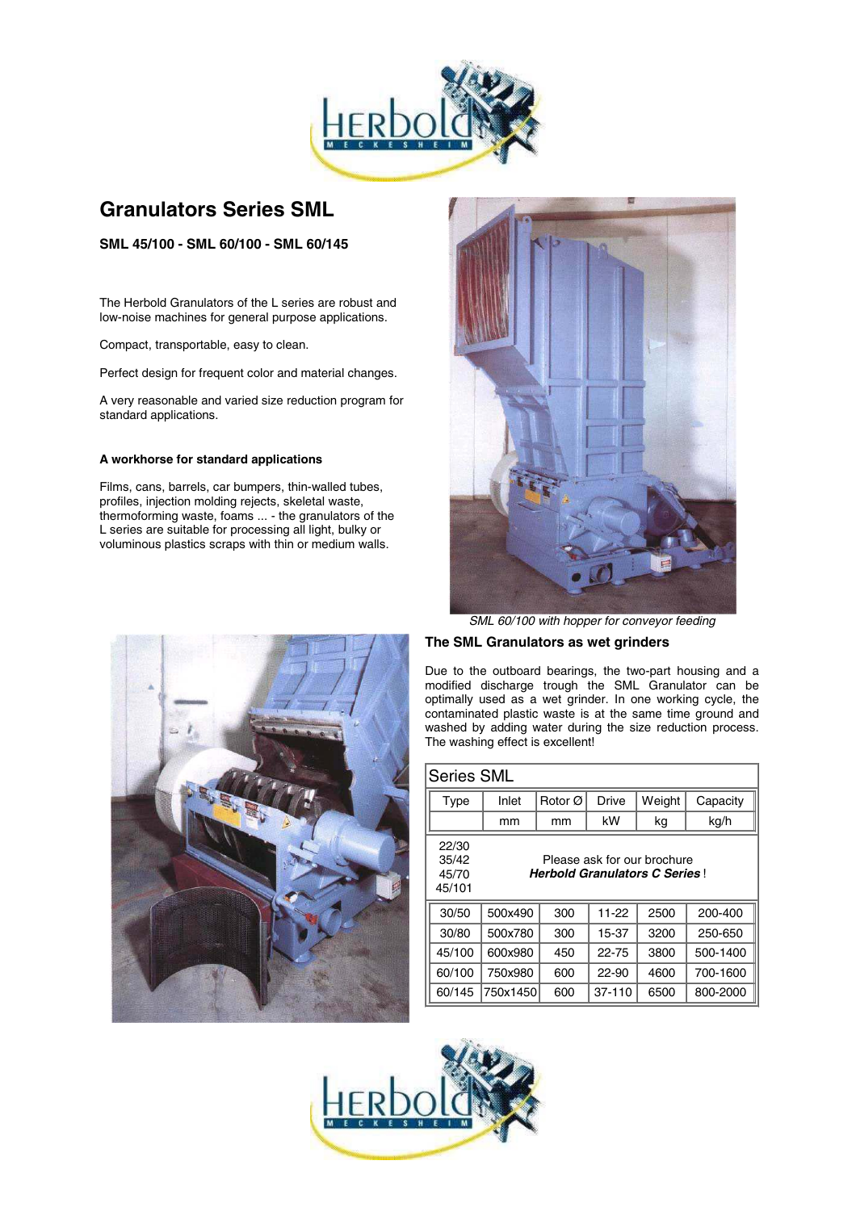# Granulators Series SML

**SML 45/100 - SML 60/100 - SML 60/145**

The Herbold Granulators of the L series are robust and low-noise machines for general purpose applications.

Compact, transportable, easy to clean.

Perfect design for frequent color and material changes.

A very reasonable and varied size reduction program for standard applications.

### A workhorse for standard applications

Films, cans, barrels, car bumpers, thin-walled tubes, profiles, injection molding rejects, skeletal waste, thermoforming waste, foams ... - the granulators of the L series are suitable for processing all light, bulky or voluminous plastics scraps with thin or medium walls.

*SML 60/100 with hopper for conveyor feeding*

### The SML Granulators as wet grinders

Due to the outboard bearings, the two-part housing and a modified discharge trough the SML Granulator can be optimally used as a wet grinder. In one working cycle, the contaminated plastic waste is at the same time ground and washed by adding water during the size reduction process. The washing effect is excellent!

**Series SML**

| Type | Inlet | Rotor Ø | Drive | Weight | Capacity |
|---|---|---|---|---|---|
| | mm | mm | kW | kg | kg/h |
| 22/30<br>35/42<br>45/70<br>45/101 | Please ask for our brochure ***Herbold Granulators C Series*** ! | | | | |
| 30/50 | 500x490 | 300 | 11-22 | 2500 | 200-400 |
| 30/80 | 500x780 | 300 | 15-37 | 3200 | 250-650 |
| 45/100 | 600x980 | 450 | 22-75 | 3800 | 500-1400 |
| 60/100 | 750x980 | 600 | 22-90 | 4600 | 700-1600 |
| 60/145 | 750x1450 | 600 | 37-110 | 6500 | 800-2000 |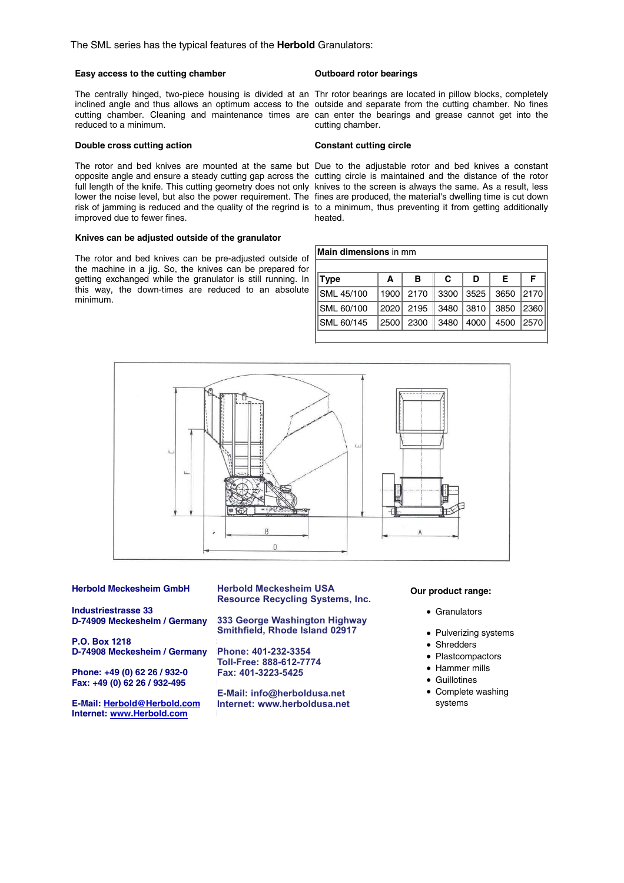The SML series has the typical features of the **Herbold** Granulators:

**Easy access to the cutting chamber**

The centrally hinged, two-piece housing is divided at an inclined angle and thus allows an optimum access to the cutting chamber. Cleaning and maintenance times are reduced to a minimum.

**Double cross cutting action**

The rotor and bed knives are mounted at the same but opposite angle and ensure a steady cutting gap across the full length of the knife. This cutting geometry does not only lower the noise level, but also the power requirement. The risk of jamming is reduced and the quality of the regrind is improved due to fewer fines.

**Knives can be adjusted outside of the granulator**

The rotor and bed knives can be pre-adjusted outside of the machine in a jig. So, the knives can be prepared for getting exchanged while the granulator is still running. In this way, the down-times are reduced to an absolute minimum.

**Outboard rotor bearings**

Thr rotor bearings are located in pillow blocks, completely outside and separate from the cutting chamber. No fines can enter the bearings and grease cannot get into the cutting chamber.

**Constant cutting circle**

Due to the adjustable rotor and bed knives a constant cutting circle is maintained and the distance of the rotor knives to the screen is always the same. As a result, less fines are produced, the material's dwelling time is cut down to a minimum, thus preventing it from getting additionally heated.

**Main dimensions** in mm

| Type | A | B | C | D | E | F |
|---|---|---|---|---|---|---|
| SML 45/100 | 1900 | 2170 | 3300 | 3525 | 3650 | 2170 |
| SML 60/100 | 2020 | 2195 | 3480 | 3810 | 3850 | 2360 |
| SML 60/145 | 2500 | 2300 | 3480 | 4000 | 4500 | 2570 |

C
F
E
B
D
A

**Herbold Meckesheim GmbH**

**Industriestrasse 33**
**D-74909 Meckesheim / Germany**

**P.O. Box 1218**
**D-74908 Meckesheim / Germany**

**Phone: +49 (0) 62 26 / 932-0**
**Fax: +49 (0) 62 26 / 932-495**

**E-Mail: Herbold@Herbold.com**
**Internet: www.Herbold.com**

**Herbold Meckesheim USA**
**Resource Recycling Systems, Inc.**

**333 George Washington Highway**
**Smithfield, Rhode Island 02917**

**Phone: 401-232-3354**
**Toll-Free: 888-612-7774**
**Fax: 401-3223-5425**

**E-Mail: info@herboldusa.net**
**Internet: www.herboldusa.net**

**Our product range:**

- Granulators
- Pulverizing systems
- Shredders
- Plastcompactors
- Hammer mills
- Guillotines
- Complete washing systems